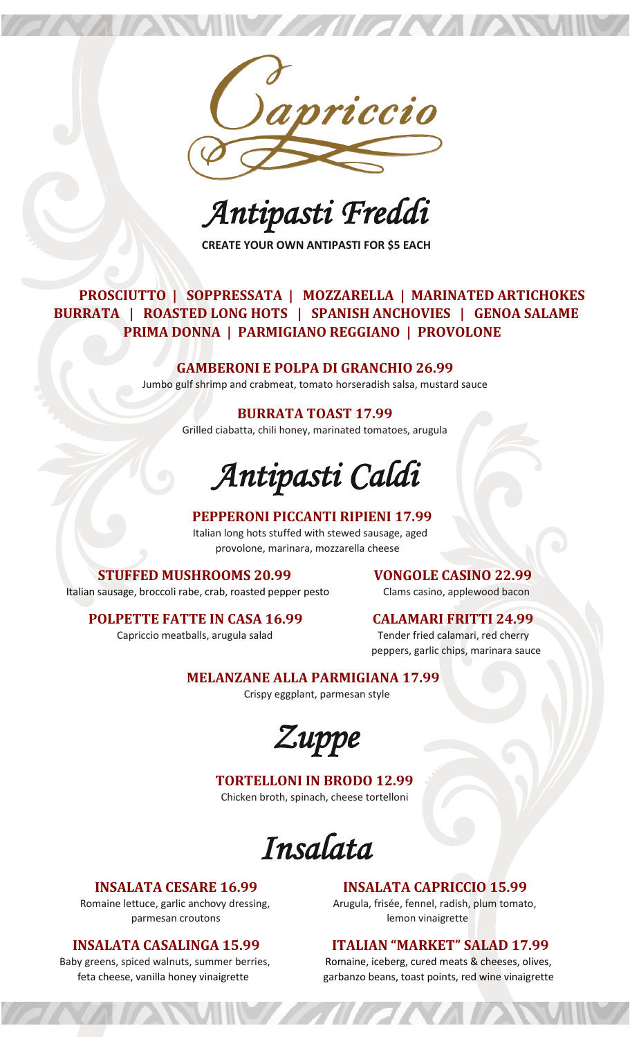# Capriccio

## *Antipasti Freddi*

**CREATE YOUR OWN ANTIPASTI FOR $5 EACH**

**PROSCIUTTO | SOPPRESSATA | MOZZARELLA | MARINATED ARTICHOKES**
**BURRATA | ROASTED LONG HOTS | SPANISH ANCHOVIES | GENOA SALAME**
**PRIMA DONNA | PARMIGIANO REGGIANO | PROVOLONE**

**GAMBERONI E POLPA DI GRANCHIO 26.99**
Jumbo gulf shrimp and crabmeat, tomato horseradish salsa, mustard sauce

**BURRATA TOAST 17.99**
Grilled ciabatta, chili honey, marinated tomatoes, arugula

## *Antipasti Caldi*

**PEPPERONI PICCANTI RIPIENI 17.99**
Italian long hots stuffed with stewed sausage, aged provolone, marinara, mozzarella cheese

**STUFFED MUSHROOMS 20.99**
Italian sausage, broccoli rabe, crab, roasted pepper pesto

**POLPETTE FATTE IN CASA 16.99**
Capriccio meatballs, arugula salad

**VONGOLE CASINO 22.99**
Clams casino, applewood bacon

**CALAMARI FRITTI 24.99**
Tender fried calamari, red cherry peppers, garlic chips, marinara sauce

**MELANZANE ALLA PARMIGIANA 17.99**
Crispy eggplant, parmesan style

## *Zuppe*

**TORTELLONI IN BRODO 12.99**
Chicken broth, spinach, cheese tortelloni

## *Insalata*

**INSALATA CESARE 16.99**
Romaine lettuce, garlic anchovy dressing, parmesan croutons

**INSALATA CASALINGA 15.99**
Baby greens, spiced walnuts, summer berries, feta cheese, vanilla honey vinaigrette

**INSALATA CAPRICCIO 15.99**
Arugula, frisée, fennel, radish, plum tomato, lemon vinaigrette

**ITALIAN "MARKET" SALAD 17.99**
Romaine, iceberg, cured meats & cheeses, olives, garbanzo beans, toast points, red wine vinaigrette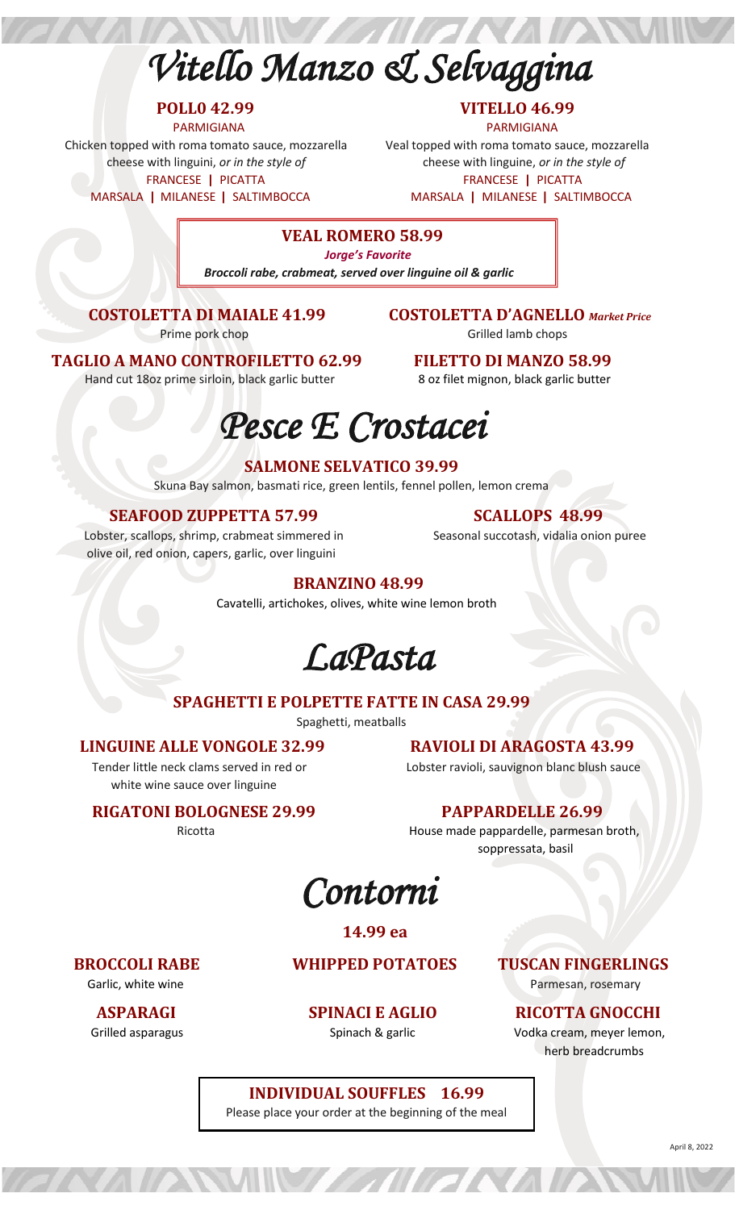# Vitello Manzo & Selvaggina

### POLL0 42.99

PARMIGIANA

Chicken topped with roma tomato sauce, mozzarella cheese with linguini, *or in the style of*

FRANCESE | PICATTA

MARSALA | MILANESE | SALTIMBOCCA

### VITELLO 46.99

PARMIGIANA

Veal topped with roma tomato sauce, mozzarella cheese with linguine, *or in the style of*

FRANCESE | PICATTA

MARSALA | MILANESE | SALTIMBOCCA

### VEAL ROMERO 58.99

***Jorge's Favorite***

***Broccoli rabe, crabmeat, served over linguine oil & garlic***

### COSTOLETTA DI MAIALE 41.99

Prime pork chop

### COSTOLETTA D'AGNELLO *Market Price*

Grilled lamb chops

### TAGLIO A MANO CONTROFILETTO 62.99

Hand cut 18oz prime sirloin, black garlic butter

### FILETTO DI MANZO 58.99

8 oz filet mignon, black garlic butter

# Pesce E Crostacei

### SALMONE SELVATICO 39.99

Skuna Bay salmon, basmati rice, green lentils, fennel pollen, lemon crema

### SEAFOOD ZUPPETTA 57.99

Lobster, scallops, shrimp, crabmeat simmered in olive oil, red onion, capers, garlic, over linguini

### SCALLOPS 48.99

Seasonal succotash, vidalia onion puree

### BRANZINO 48.99

Cavatelli, artichokes, olives, white wine lemon broth

# LaPasta

### SPAGHETTI E POLPETTE FATTE IN CASA 29.99

Spaghetti, meatballs

### LINGUINE ALLE VONGOLE 32.99

Tender little neck clams served in red or white wine sauce over linguine

### RAVIOLI DI ARAGOSTA 43.99

Lobster ravioli, sauvignon blanc blush sauce

### RIGATONI BOLOGNESE 29.99

Ricotta

### PAPPARDELLE 26.99

House made pappardelle, parmesan broth, soppressata, basil

# Contorni

### 14.99 ea

### BROCCOLI RABE

Garlic, white wine

### WHIPPED POTATOES

### TUSCAN FINGERLINGS

Parmesan, rosemary

### ASPARAGI

Grilled asparagus

### SPINACI E AGLIO

Spinach & garlic

### RICOTTA GNOCCHI

Vodka cream, meyer lemon, herb breadcrumbs

### INDIVIDUAL SOUFFLES 16.99

Please place your order at the beginning of the meal

April 8, 2022